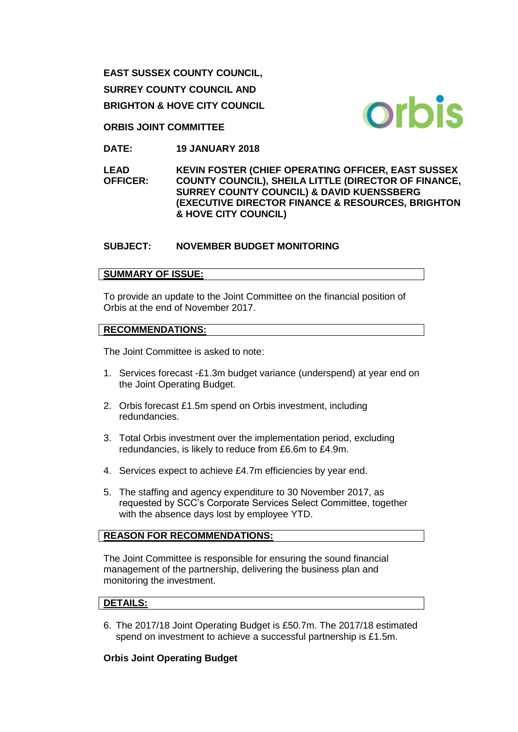**EAST SUSSEX COUNTY COUNCIL,**

**SURREY COUNTY COUNCIL AND**

**BRIGHTON & HOVE CITY COUNCIL**

**ORBIS JOINT COMMITTEE**

**DATE:** **19 JANUARY 2018**

**LEAD OFFICER:** **KEVIN FOSTER (CHIEF OPERATING OFFICER, EAST SUSSEX COUNTY COUNCIL), SHEILA LITTLE (DIRECTOR OF FINANCE, SURREY COUNTY COUNCIL) & DAVID KUENSSBERG (EXECUTIVE DIRECTOR FINANCE & RESOURCES, BRIGHTON & HOVE CITY COUNCIL)**

**SUBJECT:** **NOVEMBER BUDGET MONITORING**

## SUMMARY OF ISSUE:

To provide an update to the Joint Committee on the financial position of Orbis at the end of November 2017.

## RECOMMENDATIONS:

The Joint Committee is asked to note:

1. Services forecast -£1.3m budget variance (underspend) at year end on the Joint Operating Budget.
2. Orbis forecast £1.5m spend on Orbis investment, including redundancies.
3. Total Orbis investment over the implementation period, excluding redundancies, is likely to reduce from £6.6m to £4.9m.
4. Services expect to achieve £4.7m efficiencies by year end.
5. The staffing and agency expenditure to 30 November 2017, as requested by SCC's Corporate Services Select Committee, together with the absence days lost by employee YTD.

## REASON FOR RECOMMENDATIONS:

The Joint Committee is responsible for ensuring the sound financial management of the partnership, delivering the business plan and monitoring the investment.

## DETAILS:

6. The 2017/18 Joint Operating Budget is £50.7m. The 2017/18 estimated spend on investment to achieve a successful partnership is £1.5m.

### Orbis Joint Operating Budget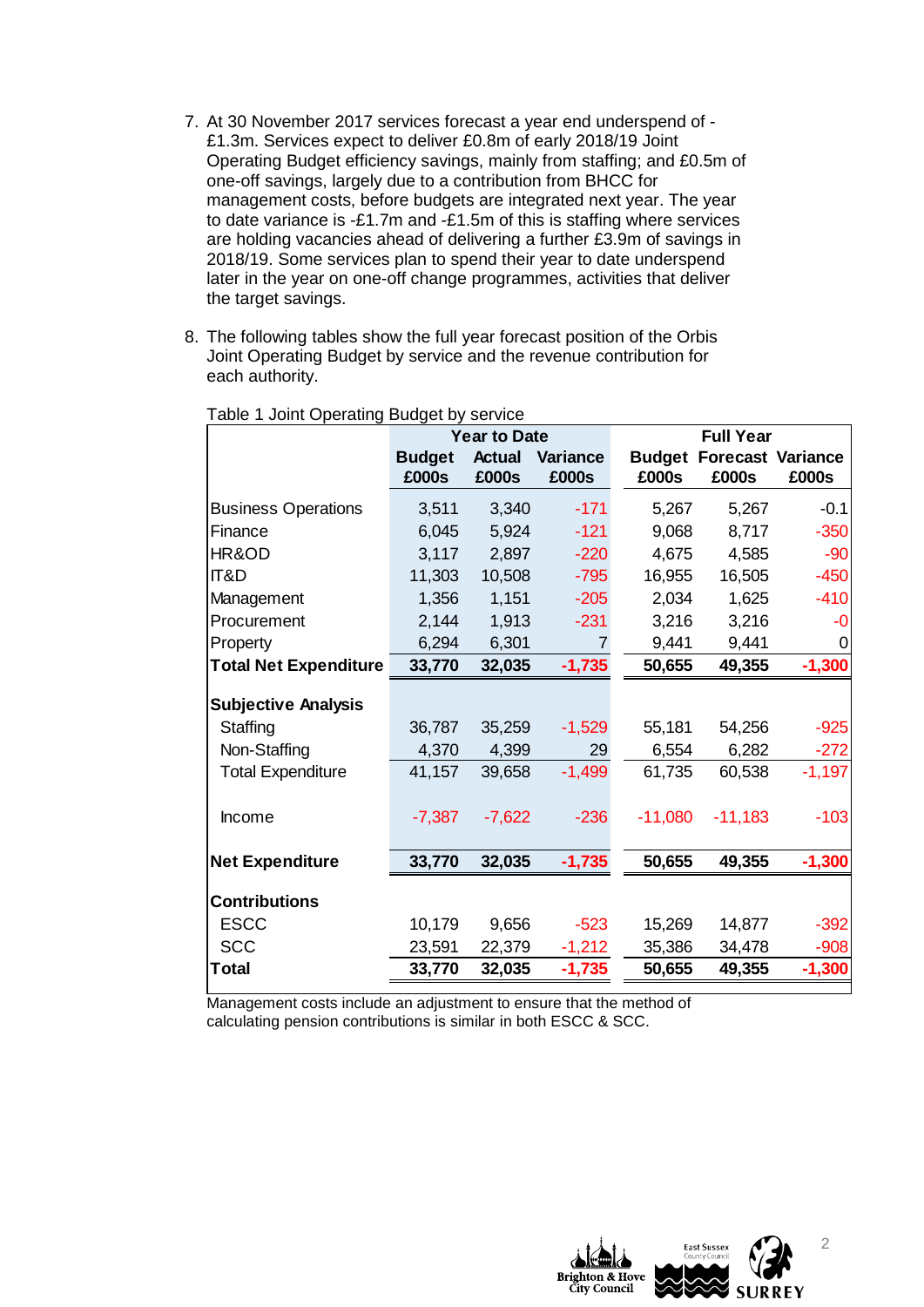7. At 30 November 2017 services forecast a year end underspend of -£1.3m. Services expect to deliver £0.8m of early 2018/19 Joint Operating Budget efficiency savings, mainly from staffing; and £0.5m of one-off savings, largely due to a contribution from BHCC for management costs, before budgets are integrated next year. The year to date variance is -£1.7m and -£1.5m of this is staffing where services are holding vacancies ahead of delivering a further £3.9m of savings in 2018/19. Some services plan to spend their year to date underspend later in the year on one-off change programmes, activities that deliver the target savings.

8. The following tables show the full year forecast position of the Orbis Joint Operating Budget by service and the revenue contribution for each authority.

Table 1 Joint Operating Budget by service

| | Year to Date | | | Full Year | | |
|---|---|---|---|---|---|---|
| | Budget £000s | Actual £000s | Variance £000s | Budget £000s | Forecast £000s | Variance £000s |
| Business Operations | 3,511 | 3,340 | -171 | 5,267 | 5,267 | -0.1 |
| Finance | 6,045 | 5,924 | -121 | 9,068 | 8,717 | -350 |
| HR&OD | 3,117 | 2,897 | -220 | 4,675 | 4,585 | -90 |
| IT&D | 11,303 | 10,508 | -795 | 16,955 | 16,505 | -450 |
| Management | 1,356 | 1,151 | -205 | 2,034 | 1,625 | -410 |
| Procurement | 2,144 | 1,913 | -231 | 3,216 | 3,216 | -0 |
| Property | 6,294 | 6,301 | 7 | 9,441 | 9,441 | 0 |
| **Total Net Expenditure** | **33,770** | **32,035** | **-1,735** | **50,655** | **49,355** | **-1,300** |
| **Subjective Analysis** | | | | | | |
| Staffing | 36,787 | 35,259 | -1,529 | 55,181 | 54,256 | -925 |
| Non-Staffing | 4,370 | 4,399 | 29 | 6,554 | 6,282 | -272 |
| Total Expenditure | 41,157 | 39,658 | -1,499 | 61,735 | 60,538 | -1,197 |
| Income | -7,387 | -7,622 | -236 | -11,080 | -11,183 | -103 |
| **Net Expenditure** | **33,770** | **32,035** | **-1,735** | **50,655** | **49,355** | **-1,300** |
| **Contributions** | | | | | | |
| ESCC | 10,179 | 9,656 | -523 | 15,269 | 14,877 | -392 |
| SCC | 23,591 | 22,379 | -1,212 | 35,386 | 34,478 | -908 |
| **Total** | **33,770** | **32,035** | **-1,735** | **50,655** | **49,355** | **-1,300** |

Management costs include an adjustment to ensure that the method of calculating pension contributions is similar in both ESCC & SCC.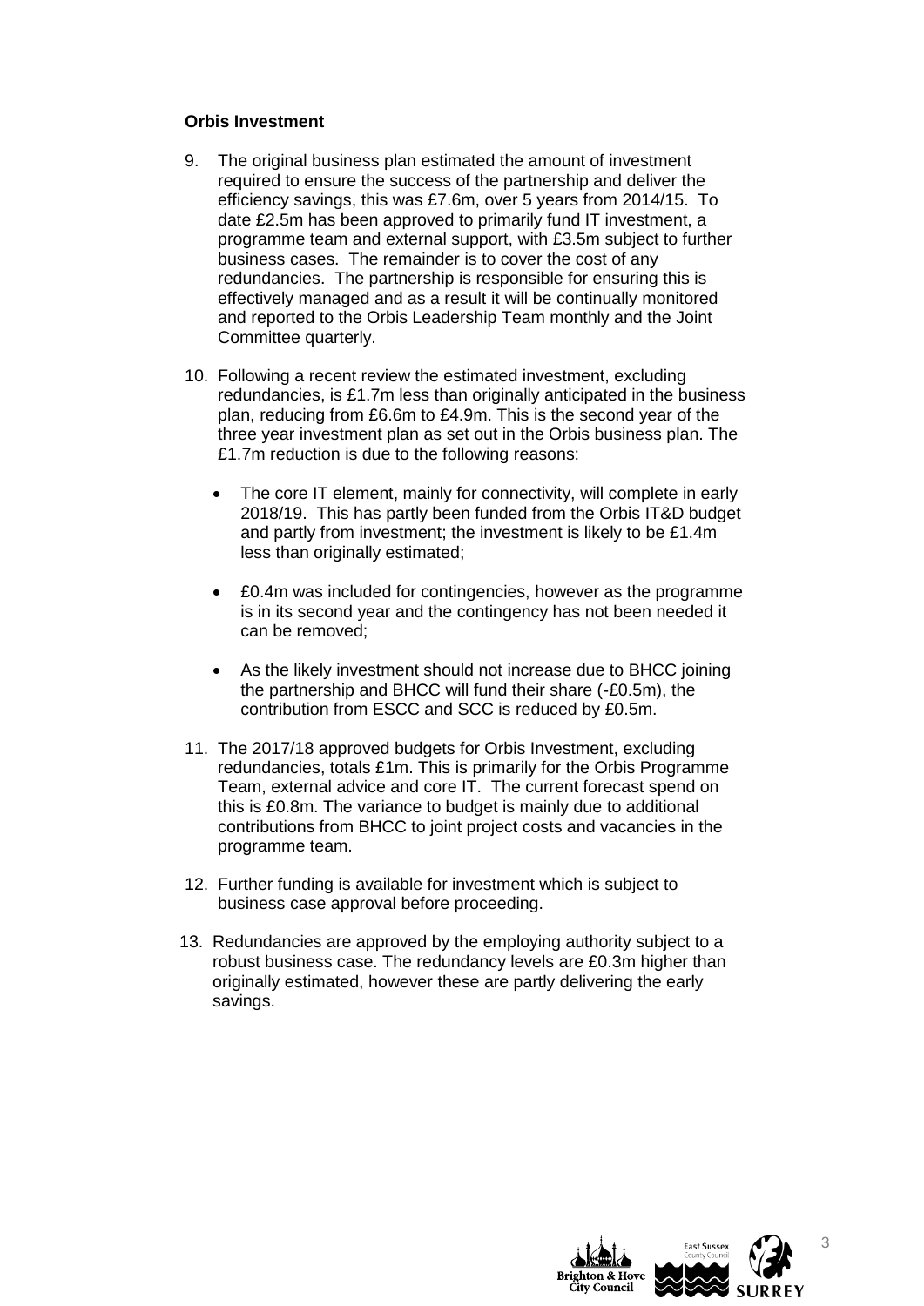**Orbis Investment**

9. The original business plan estimated the amount of investment required to ensure the success of the partnership and deliver the efficiency savings, this was £7.6m, over 5 years from 2014/15. To date £2.5m has been approved to primarily fund IT investment, a programme team and external support, with £3.5m subject to further business cases. The remainder is to cover the cost of any redundancies. The partnership is responsible for ensuring this is effectively managed and as a result it will be continually monitored and reported to the Orbis Leadership Team monthly and the Joint Committee quarterly.

10. Following a recent review the estimated investment, excluding redundancies, is £1.7m less than originally anticipated in the business plan, reducing from £6.6m to £4.9m. This is the second year of the three year investment plan as set out in the Orbis business plan. The £1.7m reduction is due to the following reasons:

    - The core IT element, mainly for connectivity, will complete in early 2018/19. This has partly been funded from the Orbis IT&D budget and partly from investment; the investment is likely to be £1.4m less than originally estimated;

    - £0.4m was included for contingencies, however as the programme is in its second year and the contingency has not been needed it can be removed;

    - As the likely investment should not increase due to BHCC joining the partnership and BHCC will fund their share (-£0.5m), the contribution from ESCC and SCC is reduced by £0.5m.

11. The 2017/18 approved budgets for Orbis Investment, excluding redundancies, totals £1m. This is primarily for the Orbis Programme Team, external advice and core IT. The current forecast spend on this is £0.8m. The variance to budget is mainly due to additional contributions from BHCC to joint project costs and vacancies in the programme team.

12. Further funding is available for investment which is subject to business case approval before proceeding.

13. Redundancies are approved by the employing authority subject to a robust business case. The redundancy levels are £0.3m higher than originally estimated, however these are partly delivering the early savings.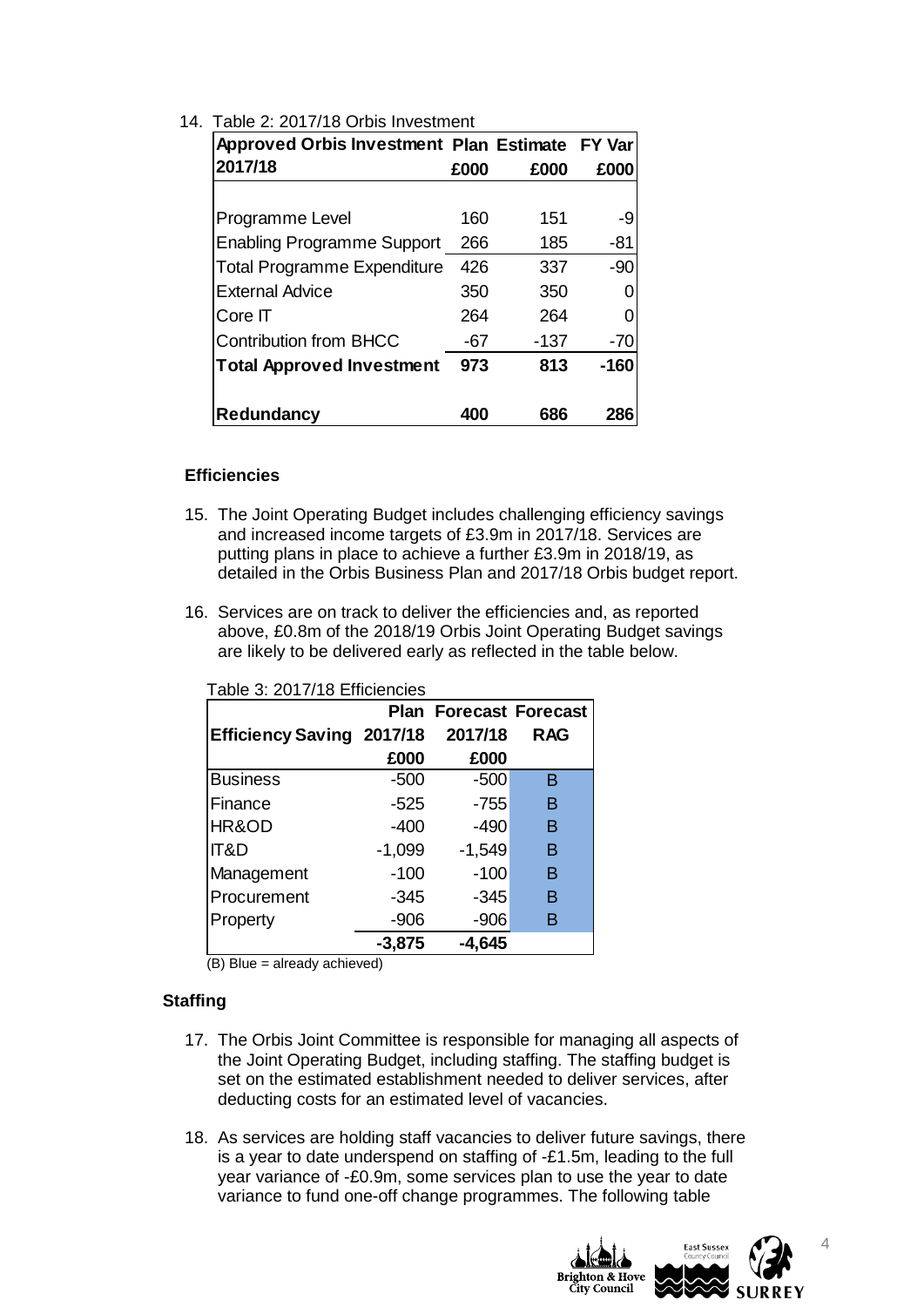14. Table 2: 2017/18 Orbis Investment

| Approved Orbis Investment 2017/18 | Plan £000 | Estimate £000 | FY Var £000 |
|---|---|---|---|
| Programme Level | 160 | 151 | -9 |
| Enabling Programme Support | 266 | 185 | -81 |
| Total Programme Expenditure | 426 | 337 | -90 |
| External Advice | 350 | 350 | 0 |
| Core IT | 264 | 264 | 0 |
| Contribution from BHCC | -67 | -137 | -70 |
| **Total Approved Investment** | **973** | **813** | **-160** |
| **Redundancy** | **400** | **686** | **286** |

### Efficiencies

15. The Joint Operating Budget includes challenging efficiency savings and increased income targets of £3.9m in 2017/18. Services are putting plans in place to achieve a further £3.9m in 2018/19, as detailed in the Orbis Business Plan and 2017/18 Orbis budget report.

16. Services are on track to deliver the efficiencies and, as reported above, £0.8m of the 2018/19 Orbis Joint Operating Budget savings are likely to be delivered early as reflected in the table below.

Table 3: 2017/18 Efficiencies

| Efficiency Saving | Plan 2017/18 £000 | Forecast 2017/18 £000 | Forecast RAG |
|---|---|---|---|
| Business | -500 | -500 | B |
| Finance | -525 | -755 | B |
| HR&OD | -400 | -490 | B |
| IT&D | -1,099 | -1,549 | B |
| Management | -100 | -100 | B |
| Procurement | -345 | -345 | B |
| Property | -906 | -906 | B |
| | **-3,875** | **-4,645** | |

(B) Blue = already achieved)

### Staffing

17. The Orbis Joint Committee is responsible for managing all aspects of the Joint Operating Budget, including staffing. The staffing budget is set on the estimated establishment needed to deliver services, after deducting costs for an estimated level of vacancies.

18. As services are holding staff vacancies to deliver future savings, there is a year to date underspend on staffing of -£1.5m, leading to the full year variance of -£0.9m, some services plan to use the year to date variance to fund one-off change programmes. The following table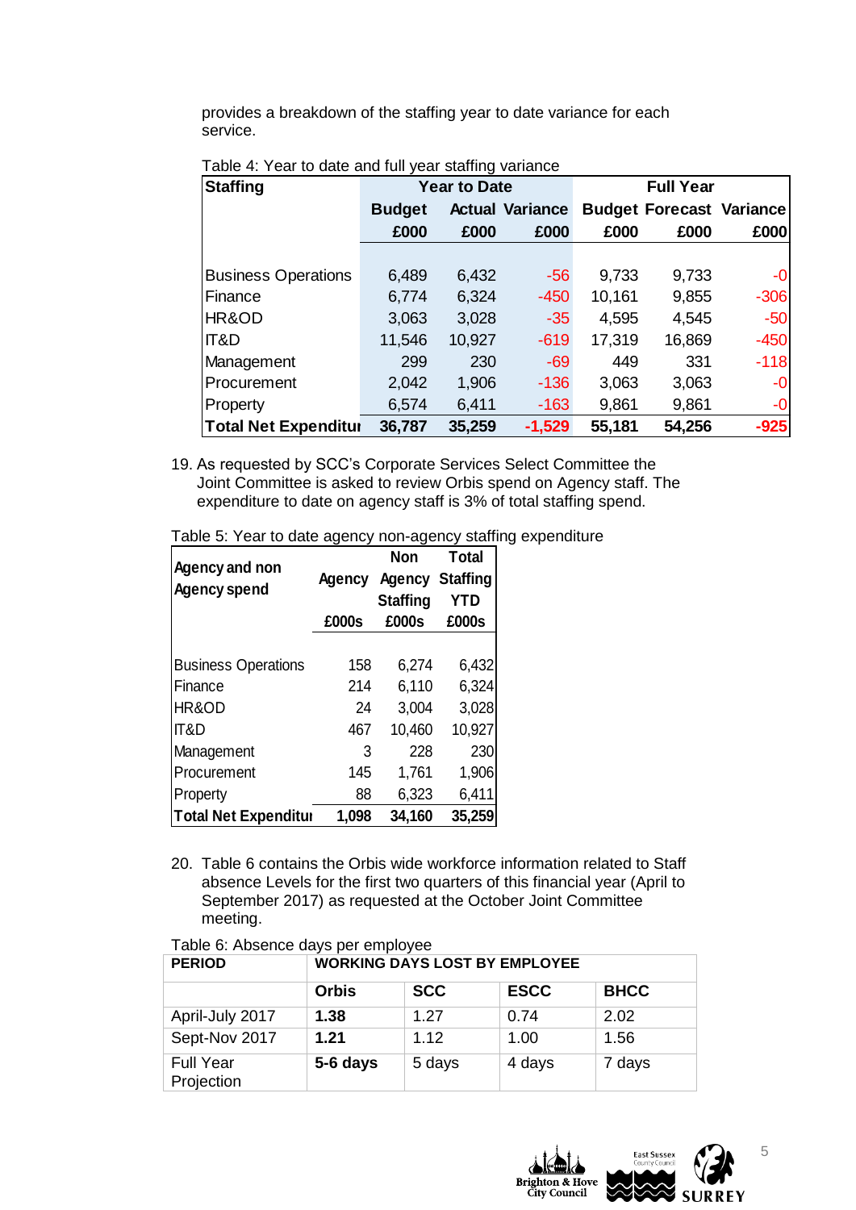provides a breakdown of the staffing year to date variance for each service.

Table 4: Year to date and full year staffing variance

| Staffing | Year to Date | | | Full Year | | |
|---|---|---|---|---|---|---|
| | Budget | Actual | Variance | Budget | Forecast | Variance |
| | £000 | £000 | £000 | £000 | £000 | £000 |
| Business Operations | 6,489 | 6,432 | -56 | 9,733 | 9,733 | -0 |
| Finance | 6,774 | 6,324 | -450 | 10,161 | 9,855 | -306 |
| HR&OD | 3,063 | 3,028 | -35 | 4,595 | 4,545 | -50 |
| IT&D | 11,546 | 10,927 | -619 | 17,319 | 16,869 | -450 |
| Management | 299 | 230 | -69 | 449 | 331 | -118 |
| Procurement | 2,042 | 1,906 | -136 | 3,063 | 3,063 | -0 |
| Property | 6,574 | 6,411 | -163 | 9,861 | 9,861 | -0 |
| **Total Net Expenditur** | **36,787** | **35,259** | **-1,529** | **55,181** | **54,256** | **-925** |

19. As requested by SCC's Corporate Services Select Committee the Joint Committee is asked to review Orbis spend on Agency staff. The expenditure to date on agency staff is 3% of total staffing spend.

Table 5: Year to date agency non-agency staffing expenditure

| Agency and non Agency spend | Agency | Non Agency Staffing | Total Staffing YTD |
|---|---|---|---|
| | £000s | £000s | £000s |
| Business Operations | 158 | 6,274 | 6,432 |
| Finance | 214 | 6,110 | 6,324 |
| HR&OD | 24 | 3,004 | 3,028 |
| IT&D | 467 | 10,460 | 10,927 |
| Management | 3 | 228 | 230 |
| Procurement | 145 | 1,761 | 1,906 |
| Property | 88 | 6,323 | 6,411 |
| **Total Net Expenditur** | **1,098** | **34,160** | **35,259** |

20. Table 6 contains the Orbis wide workforce information related to Staff absence Levels for the first two quarters of this financial year (April to September 2017) as requested at the October Joint Committee meeting.

Table 6: Absence days per employee

| PERIOD | WORKING DAYS LOST BY EMPLOYEE | | | |
|---|---|---|---|---|
| | Orbis | SCC | ESCC | BHCC |
| April-July 2017 | **1.38** | 1.27 | 0.74 | 2.02 |
| Sept-Nov 2017 | **1.21** | 1.12 | 1.00 | 1.56 |
| Full Year Projection | **5-6 days** | 5 days | 4 days | 7 days |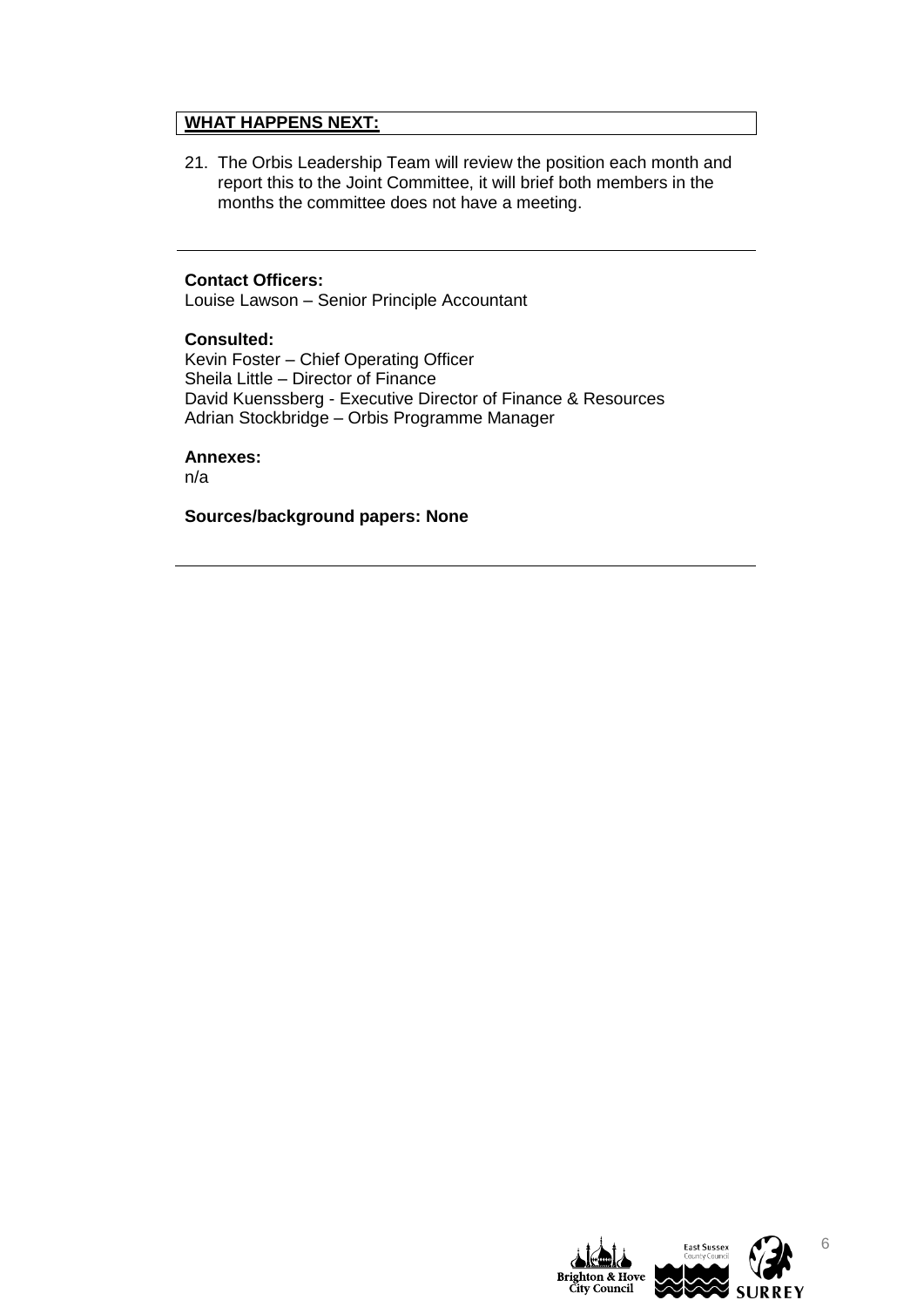**WHAT HAPPENS NEXT:**

21. The Orbis Leadership Team will review the position each month and report this to the Joint Committee, it will brief both members in the months the committee does not have a meeting.

---

**Contact Officers:**
Louise Lawson – Senior Principle Accountant

**Consulted:**
Kevin Foster – Chief Operating Officer
Sheila Little – Director of Finance
David Kuenssberg - Executive Director of Finance & Resources
Adrian Stockbridge – Orbis Programme Manager

**Annexes:**
n/a

**Sources/background papers: None**

---